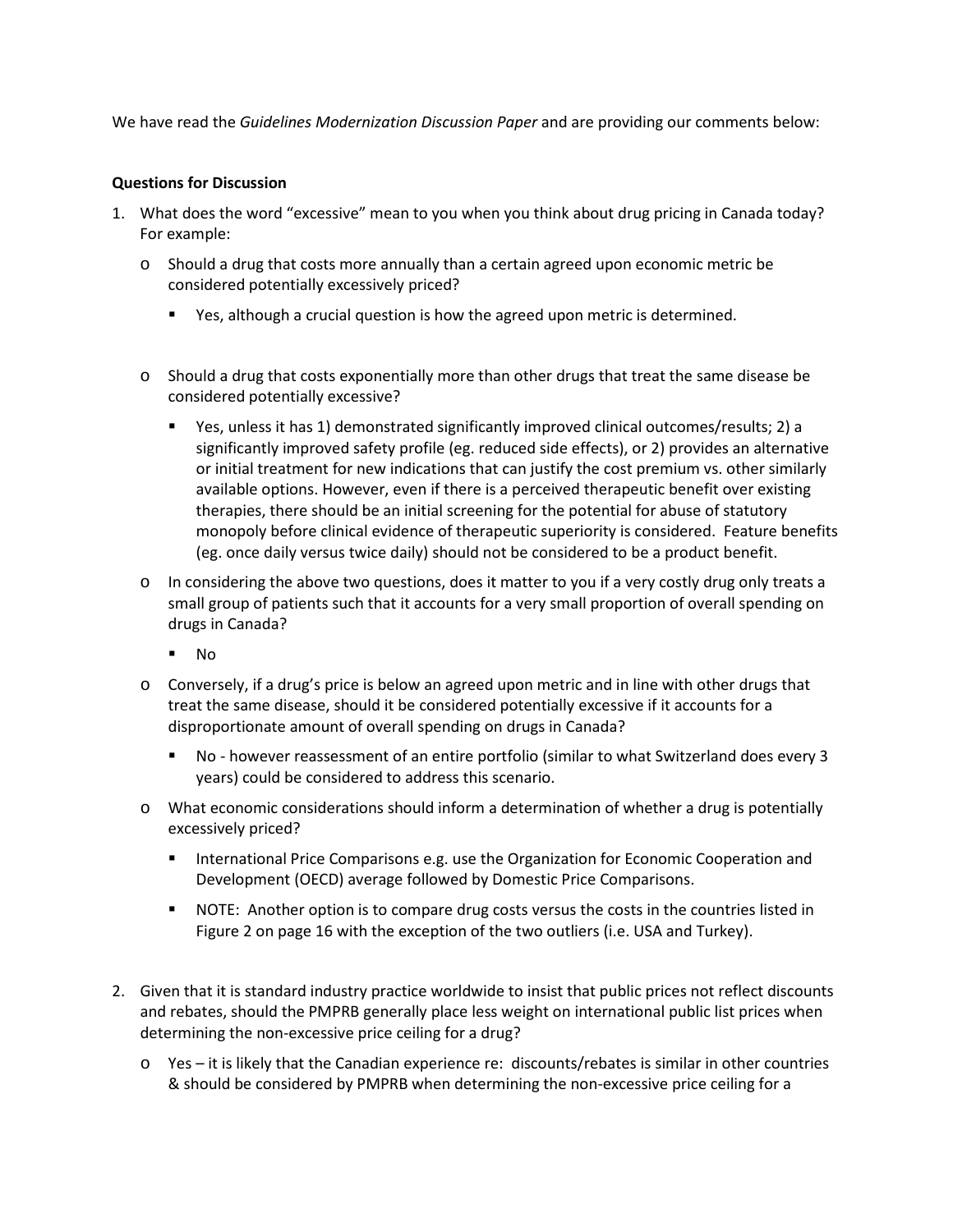We have read the *Guidelines Modernization Discussion Paper* and are providing our comments below:

**Questions for Discussion**

1. What does the word "excessive" mean to you when you think about drug pricing in Canada today? For example:
   - Should a drug that costs more annually than a certain agreed upon economic metric be considered potentially excessively priced?
     - Yes, although a crucial question is how the agreed upon metric is determined.
   - Should a drug that costs exponentially more than other drugs that treat the same disease be considered potentially excessive?
     - Yes, unless it has 1) demonstrated significantly improved clinical outcomes/results; 2) a significantly improved safety profile (eg. reduced side effects), or 2) provides an alternative or initial treatment for new indications that can justify the cost premium vs. other similarly available options. However, even if there is a perceived therapeutic benefit over existing therapies, there should be an initial screening for the potential for abuse of statutory monopoly before clinical evidence of therapeutic superiority is considered. Feature benefits (eg. once daily versus twice daily) should not be considered to be a product benefit.
   - In considering the above two questions, does it matter to you if a very costly drug only treats a small group of patients such that it accounts for a very small proportion of overall spending on drugs in Canada?
     - No
   - Conversely, if a drug's price is below an agreed upon metric and in line with other drugs that treat the same disease, should it be considered potentially excessive if it accounts for a disproportionate amount of overall spending on drugs in Canada?
     - No - however reassessment of an entire portfolio (similar to what Switzerland does every 3 years) could be considered to address this scenario.
   - What economic considerations should inform a determination of whether a drug is potentially excessively priced?
     - International Price Comparisons e.g. use the Organization for Economic Cooperation and Development (OECD) average followed by Domestic Price Comparisons.
     - NOTE: Another option is to compare drug costs versus the costs in the countries listed in Figure 2 on page 16 with the exception of the two outliers (i.e. USA and Turkey).

2. Given that it is standard industry practice worldwide to insist that public prices not reflect discounts and rebates, should the PMPRB generally place less weight on international public list prices when determining the non-excessive price ceiling for a drug?
   - Yes – it is likely that the Canadian experience re: discounts/rebates is similar in other countries & should be considered by PMPRB when determining the non-excessive price ceiling for a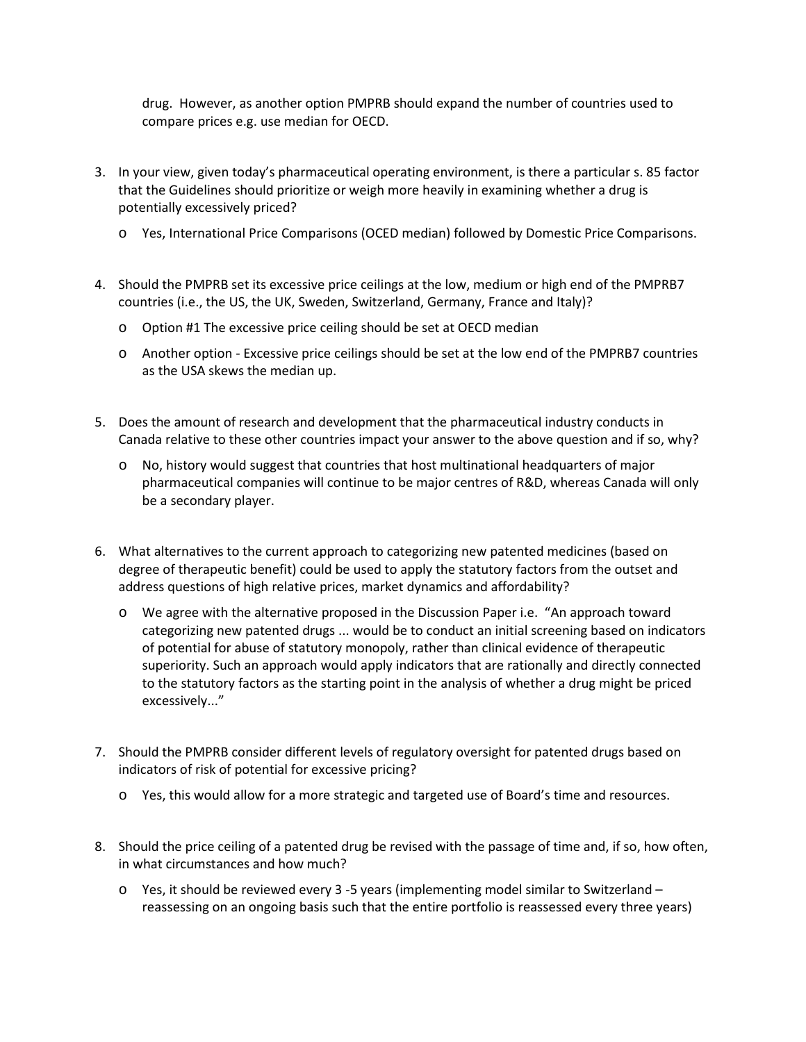drug. However, as another option PMPRB should expand the number of countries used to compare prices e.g. use median for OECD.

3. In your view, given today's pharmaceutical operating environment, is there a particular s. 85 factor that the Guidelines should prioritize or weigh more heavily in examining whether a drug is potentially excessively priced?
   - Yes, International Price Comparisons (OCED median) followed by Domestic Price Comparisons.

4. Should the PMPRB set its excessive price ceilings at the low, medium or high end of the PMPRB7 countries (i.e., the US, the UK, Sweden, Switzerland, Germany, France and Italy)?
   - Option #1 The excessive price ceiling should be set at OECD median
   - Another option - Excessive price ceilings should be set at the low end of the PMPRB7 countries as the USA skews the median up.

5. Does the amount of research and development that the pharmaceutical industry conducts in Canada relative to these other countries impact your answer to the above question and if so, why?
   - No, history would suggest that countries that host multinational headquarters of major pharmaceutical companies will continue to be major centres of R&D, whereas Canada will only be a secondary player.

6. What alternatives to the current approach to categorizing new patented medicines (based on degree of therapeutic benefit) could be used to apply the statutory factors from the outset and address questions of high relative prices, market dynamics and affordability?
   - We agree with the alternative proposed in the Discussion Paper i.e. "An approach toward categorizing new patented drugs ... would be to conduct an initial screening based on indicators of potential for abuse of statutory monopoly, rather than clinical evidence of therapeutic superiority. Such an approach would apply indicators that are rationally and directly connected to the statutory factors as the starting point in the analysis of whether a drug might be priced excessively..."

7. Should the PMPRB consider different levels of regulatory oversight for patented drugs based on indicators of risk of potential for excessive pricing?
   - Yes, this would allow for a more strategic and targeted use of Board's time and resources.

8. Should the price ceiling of a patented drug be revised with the passage of time and, if so, how often, in what circumstances and how much?
   - Yes, it should be reviewed every 3 -5 years (implementing model similar to Switzerland – reassessing on an ongoing basis such that the entire portfolio is reassessed every three years)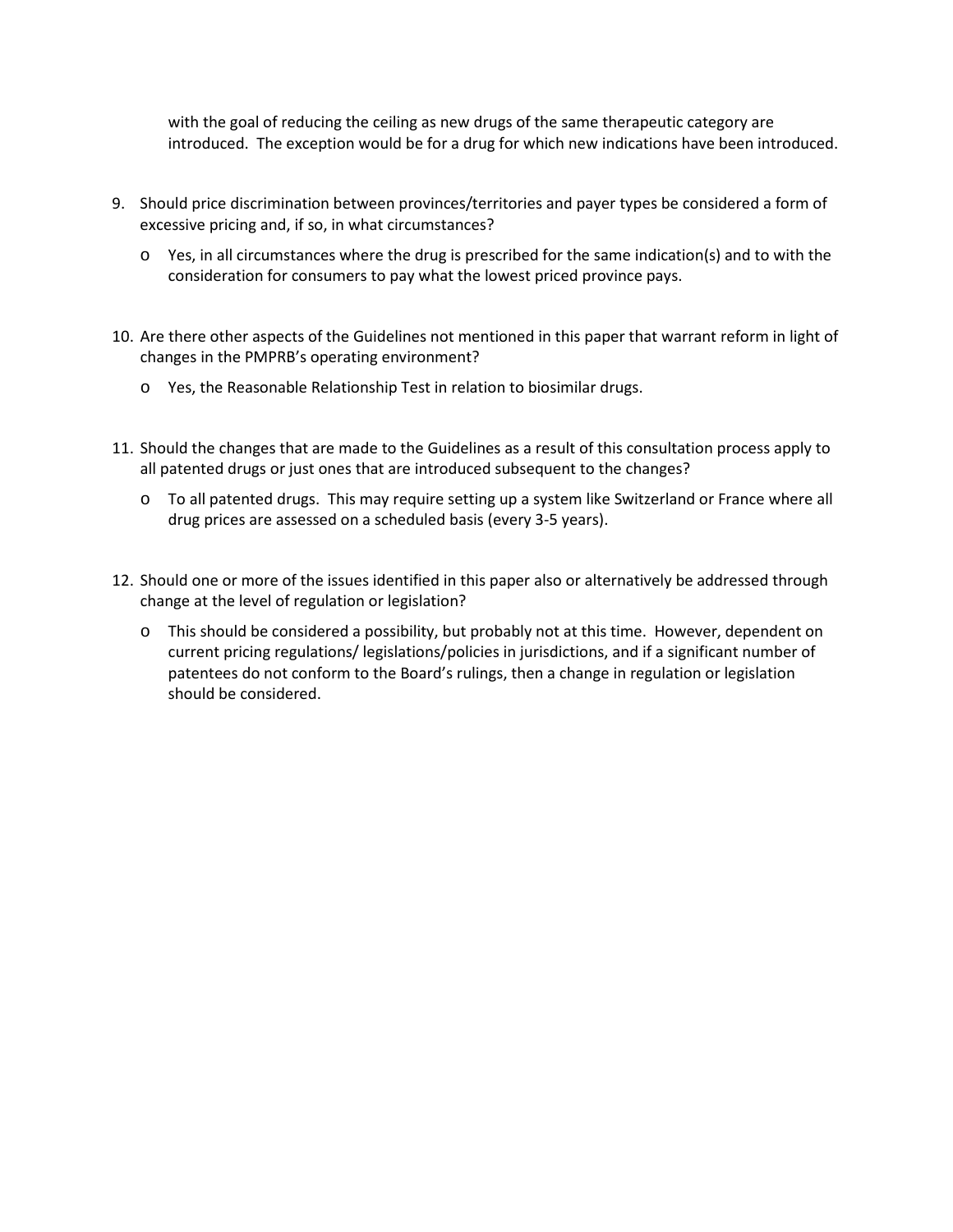with the goal of reducing the ceiling as new drugs of the same therapeutic category are introduced. The exception would be for a drug for which new indications have been introduced.

9. Should price discrimination between provinces/territories and payer types be considered a form of excessive pricing and, if so, in what circumstances?
   - Yes, in all circumstances where the drug is prescribed for the same indication(s) and to with the consideration for consumers to pay what the lowest priced province pays.

10. Are there other aspects of the Guidelines not mentioned in this paper that warrant reform in light of changes in the PMPRB's operating environment?
    - Yes, the Reasonable Relationship Test in relation to biosimilar drugs.

11. Should the changes that are made to the Guidelines as a result of this consultation process apply to all patented drugs or just ones that are introduced subsequent to the changes?
    - To all patented drugs. This may require setting up a system like Switzerland or France where all drug prices are assessed on a scheduled basis (every 3-5 years).

12. Should one or more of the issues identified in this paper also or alternatively be addressed through change at the level of regulation or legislation?
    - This should be considered a possibility, but probably not at this time. However, dependent on current pricing regulations/ legislations/policies in jurisdictions, and if a significant number of patentees do not conform to the Board's rulings, then a change in regulation or legislation should be considered.